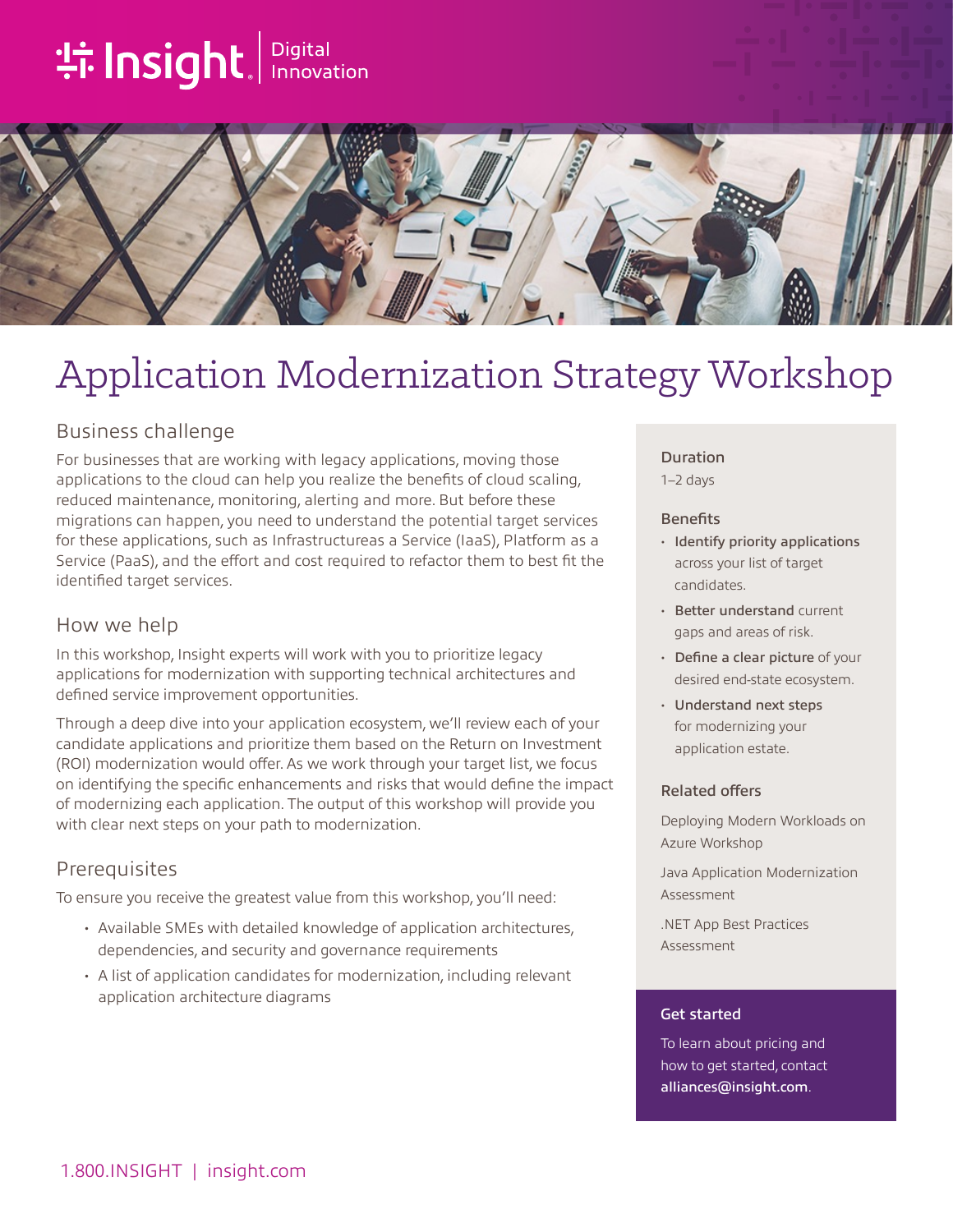# Application Modernization Strategy Workshop

## Business challenge

For businesses that are working with legacy applications, moving those applications to the cloud can help you realize the benefits of cloud scaling, reduced maintenance, monitoring, alerting and more. But before these migrations can happen, you need to understand the potential target services for these applications, such as Infrastructureas a Service (IaaS), Platform as a Service (PaaS), and the effort and cost required to refactor them to best fit the identified target services.

## How we help

In this workshop, Insight experts will work with you to prioritize legacy applications for modernization with supporting technical architectures and defined service improvement opportunities.

Through a deep dive into your application ecosystem, we'll review each of your candidate applications and prioritize them based on the Return on Investment (ROI) modernization would offer. As we work through your target list, we focus on identifying the specific enhancements and risks that would define the impact of modernizing each application. The output of this workshop will provide you with clear next steps on your path to modernization.

## Prerequisites

To ensure you receive the greatest value from this workshop, you'll need:

- Available SMEs with detailed knowledge of application architectures, dependencies, and security and governance requirements
- A list of application candidates for modernization, including relevant application architecture diagrams

### Duration

1–2 days

### Benefits

- **Identify priority applications** across your list of target candidates.
- **Better understand** current gaps and areas of risk.
- **Define a clear picture** of your desired end-state ecosystem.
- **Understand next steps** for modernizing your application estate.

### Related offers

Deploying Modern Workloads on Azure Workshop

Java Application Modernization Assessment

.NET App Best Practices Assessment

### Get started

To learn about pricing and how to get started, contact **alliances@insight.com**.

1.800.INSIGHT | insight.com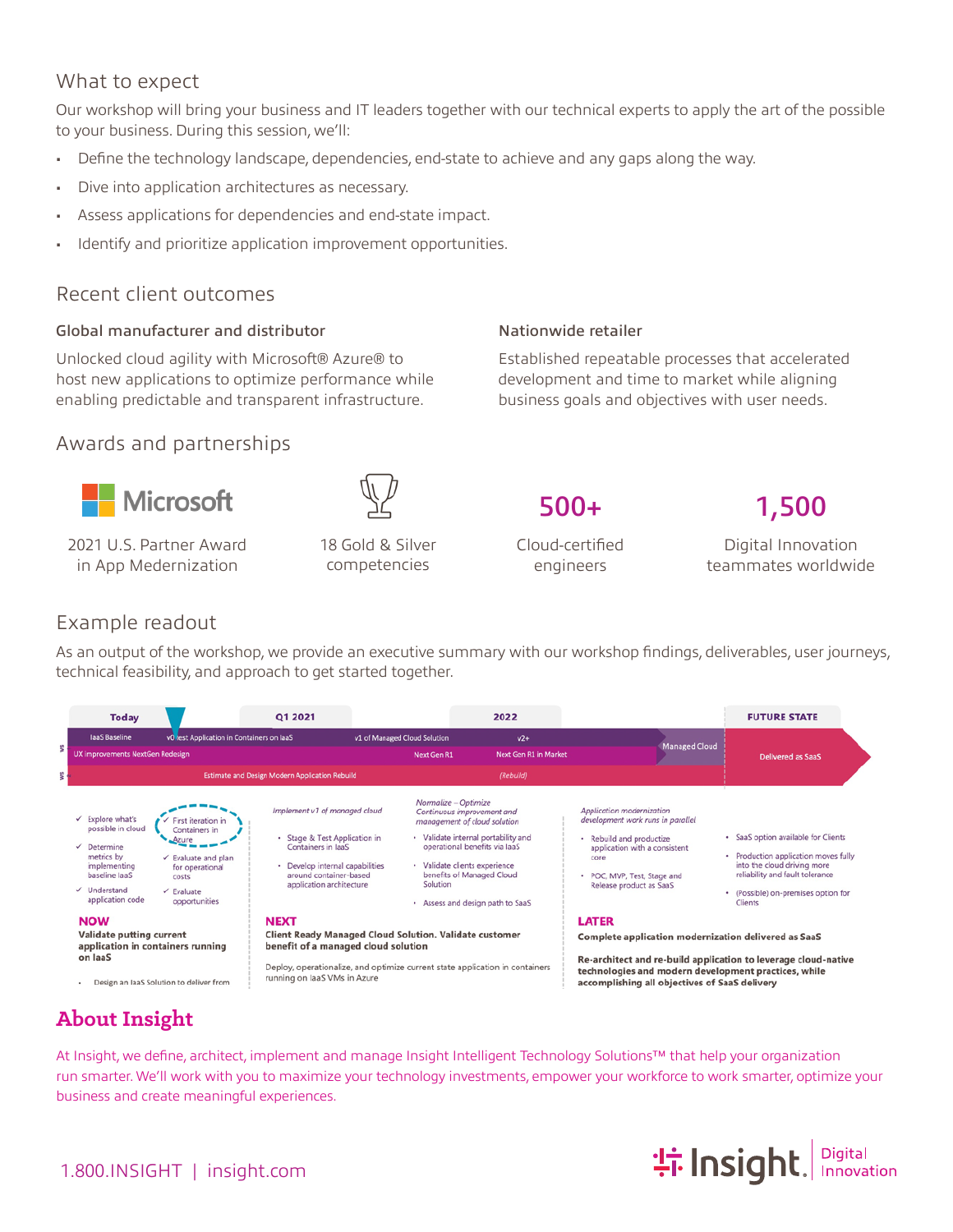## What to expect

Our workshop will bring your business and IT leaders together with our technical experts to apply the art of the possible to your business. During this session, we'll:

- Define the technology landscape, dependencies, end-state to achieve and any gaps along the way.
- Dive into application architectures as necessary.
- Assess applications for dependencies and end-state impact.
- Identify and prioritize application improvement opportunities.

## Recent client outcomes

### Global manufacturer and distributor

Unlocked cloud agility with Microsoft® Azure® to host new applications to optimize performance while enabling predictable and transparent infrastructure.

### Nationwide retailer

Established repeatable processes that accelerated development and time to market while aligning business goals and objectives with user needs.

## Awards and partnerships

Microsoft

2021 U.S. Partner Award in App Modernization

18 Gold & Silver competencies

**500+**

Cloud-certified engineers

**1,500**

Digital Innovation teammates worldwide

## Example readout

As an output of the workshop, we provide an executive summary with our workshop findings, deliverables, user journeys, technical feasibility, and approach to get started together.

Today

Q1 2021

2022

FUTURE STATE

IaaS Baseline

v0 Test Application in Containers on IaaS

v1 of Managed Cloud Solution

v2+

Managed Cloud

Delivered as SaaS

UX improvements NextGen Redesign

Next Gen R1

Next Gen R1 in Market

Estimate and Design Modern Application Rebuild

(Rebuild)

- ✓ Explore what's possible in cloud
- ✓ Determine metrics by implementing baseline IaaS
- ✓ Understand application code
- ✓ First iteration in Containers in Azure
- ✓ Evaluate and plan for operational costs
- ✓ Evaluate opportunities

**NOW**

**Validate putting current application in containers running on IaaS**

- Design an IaaS Solution to deliver from

*Implement v1 of managed cloud*

- Stage & Test Application in Containers in IaaS
- Develop internal capabilities around container-based application architecture

*Normalize – Optimize*
*Continuous improvement and management of cloud solution*

- Validate internal portability and operational benefits via IaaS
- Validate clients experience benefits of Managed Cloud Solution
- Assess and design path to SaaS

**NEXT**

**Client Ready Managed Cloud Solution. Validate customer benefit of a managed cloud solution**

Deploy, operationalize, and optimize current state application in containers running on IaaS VMs in Azure

*Application modernization development work runs in parallel*

- Rebuild and productize application with a consistent core
- POC, MVP, Test, Stage and Release product as SaaS

- SaaS option available for Clients
- Production application moves fully into the cloud driving more reliability and fault tolerance
- (Possible) on-premises option for Clients

**LATER**

**Complete application modernization delivered as SaaS**

**Re-architect and re-build application to leverage cloud-native technologies and modern development practices, while accomplishing all objectives of SaaS delivery**

## About Insight

At Insight, we define, architect, implement and manage Insight Intelligent Technology Solutions™ that help your organization run smarter. We'll work with you to maximize your technology investments, empower your workforce to work smarter, optimize your business and create meaningful experiences.

1.800.INSIGHT | insight.com

Insight | Digital Innovation